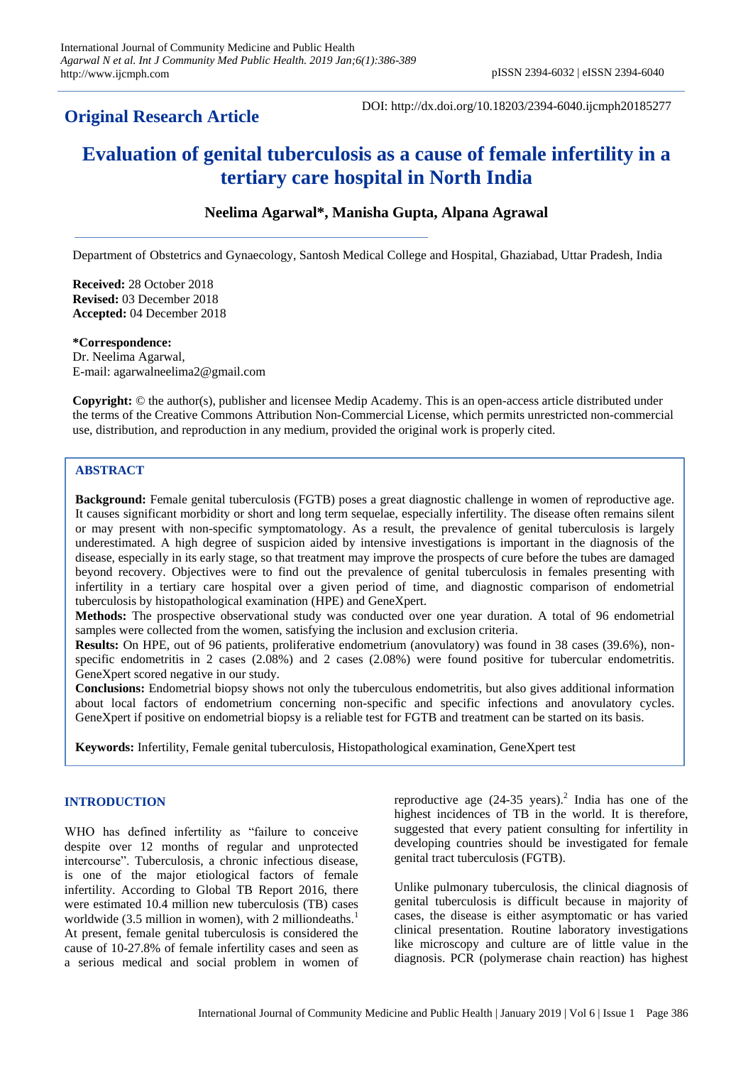**Original Research Article**

DOI: http://dx.doi.org/10.18203/2394-6040.ijcmph20185277

# Evaluation of genital tuberculosis as a cause of female infertility in a tertiary care hospital in North India

**Neelima Agarwal*, Manisha Gupta, Alpana Agrawal**

Department of Obstetrics and Gynaecology, Santosh Medical College and Hospital, Ghaziabad, Uttar Pradesh, India

**Received:** 28 October 2018
**Revised:** 03 December 2018
**Accepted:** 04 December 2018

***Correspondence:**
Dr. Neelima Agarwal,
E-mail: agarwalneelima2@gmail.com

**Copyright:** © the author(s), publisher and licensee Medip Academy. This is an open-access article distributed under the terms of the Creative Commons Attribution Non-Commercial License, which permits unrestricted non-commercial use, distribution, and reproduction in any medium, provided the original work is properly cited.

## ABSTRACT

**Background:** Female genital tuberculosis (FGTB) poses a great diagnostic challenge in women of reproductive age. It causes significant morbidity or short and long term sequelae, especially infertility. The disease often remains silent or may present with non-specific symptomatology. As a result, the prevalence of genital tuberculosis is largely underestimated. A high degree of suspicion aided by intensive investigations is important in the diagnosis of the disease, especially in its early stage, so that treatment may improve the prospects of cure before the tubes are damaged beyond recovery. Objectives were to find out the prevalence of genital tuberculosis in females presenting with infertility in a tertiary care hospital over a given period of time, and diagnostic comparison of endometrial tuberculosis by histopathological examination (HPE) and GeneXpert.

**Methods:** The prospective observational study was conducted over one year duration. A total of 96 endometrial samples were collected from the women, satisfying the inclusion and exclusion criteria.

**Results:** On HPE, out of 96 patients, proliferative endometrium (anovulatory) was found in 38 cases (39.6%), non-specific endometritis in 2 cases (2.08%) and 2 cases (2.08%) were found positive for tubercular endometritis. GeneXpert scored negative in our study.

**Conclusions:** Endometrial biopsy shows not only the tuberculous endometritis, but also gives additional information about local factors of endometrium concerning non-specific and specific infections and anovulatory cycles. GeneXpert if positive on endometrial biopsy is a reliable test for FGTB and treatment can be started on its basis.

**Keywords:** Infertility, Female genital tuberculosis, Histopathological examination, GeneXpert test

## INTRODUCTION

WHO has defined infertility as “failure to conceive despite over 12 months of regular and unprotected intercourse”. Tuberculosis, a chronic infectious disease, is one of the major etiological factors of female infertility. According to Global TB Report 2016, there were estimated 10.4 million new tuberculosis (TB) cases worldwide (3.5 million in women), with 2 milliondeaths.[1] At present, female genital tuberculosis is considered the cause of 10-27.8% of female infertility cases and seen as a serious medical and social problem in women of reproductive age (24-35 years).[2] India has one of the highest incidences of TB in the world. It is therefore, suggested that every patient consulting for infertility in developing countries should be investigated for female genital tract tuberculosis (FGTB).

Unlike pulmonary tuberculosis, the clinical diagnosis of genital tuberculosis is difficult because in majority of cases, the disease is either asymptomatic or has varied clinical presentation. Routine laboratory investigations like microscopy and culture are of little value in the diagnosis. PCR (polymerase chain reaction) has highest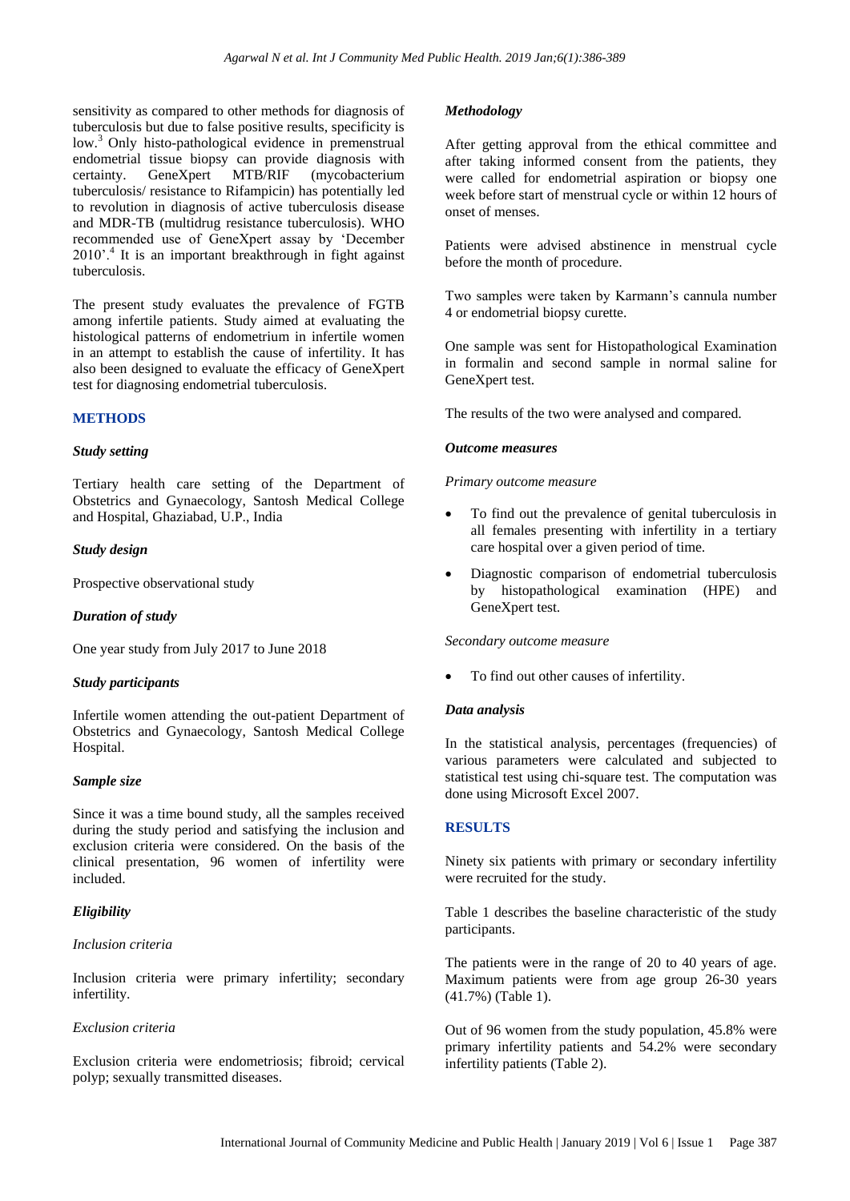sensitivity as compared to other methods for diagnosis of tuberculosis but due to false positive results, specificity is low.[3] Only histo-pathological evidence in premenstrual endometrial tissue biopsy can provide diagnosis with certainty. GeneXpert MTB/RIF (mycobacterium tuberculosis/ resistance to Rifampicin) has potentially led to revolution in diagnosis of active tuberculosis disease and MDR-TB (multidrug resistance tuberculosis). WHO recommended use of GeneXpert assay by 'December 2010'.[4] It is an important breakthrough in fight against tuberculosis.

The present study evaluates the prevalence of FGTB among infertile patients. Study aimed at evaluating the histological patterns of endometrium in infertile women in an attempt to establish the cause of infertility. It has also been designed to evaluate the efficacy of GeneXpert test for diagnosing endometrial tuberculosis.

## METHODS

### *Study setting*

Tertiary health care setting of the Department of Obstetrics and Gynaecology, Santosh Medical College and Hospital, Ghaziabad, U.P., India

### *Study design*

Prospective observational study

### *Duration of study*

One year study from July 2017 to June 2018

### *Study participants*

Infertile women attending the out-patient Department of Obstetrics and Gynaecology, Santosh Medical College Hospital.

### *Sample size*

Since it was a time bound study, all the samples received during the study period and satisfying the inclusion and exclusion criteria were considered. On the basis of the clinical presentation, 96 women of infertility were included.

### *Eligibility*

*Inclusion criteria*

Inclusion criteria were primary infertility; secondary infertility.

*Exclusion criteria*

Exclusion criteria were endometriosis; fibroid; cervical polyp; sexually transmitted diseases.

### *Methodology*

After getting approval from the ethical committee and after taking informed consent from the patients, they were called for endometrial aspiration or biopsy one week before start of menstrual cycle or within 12 hours of onset of menses.

Patients were advised abstinence in menstrual cycle before the month of procedure.

Two samples were taken by Karmann's cannula number 4 or endometrial biopsy curette.

One sample was sent for Histopathological Examination in formalin and second sample in normal saline for GeneXpert test.

The results of the two were analysed and compared.

### *Outcome measures*

*Primary outcome measure*

- To find out the prevalence of genital tuberculosis in all females presenting with infertility in a tertiary care hospital over a given period of time.
- Diagnostic comparison of endometrial tuberculosis by histopathological examination (HPE) and GeneXpert test.

*Secondary outcome measure*

- To find out other causes of infertility.

### *Data analysis*

In the statistical analysis, percentages (frequencies) of various parameters were calculated and subjected to statistical test using chi-square test. The computation was done using Microsoft Excel 2007.

## RESULTS

Ninety six patients with primary or secondary infertility were recruited for the study.

Table 1 describes the baseline characteristic of the study participants.

The patients were in the range of 20 to 40 years of age. Maximum patients were from age group 26-30 years (41.7%) (Table 1).

Out of 96 women from the study population, 45.8% were primary infertility patients and 54.2% were secondary infertility patients (Table 2).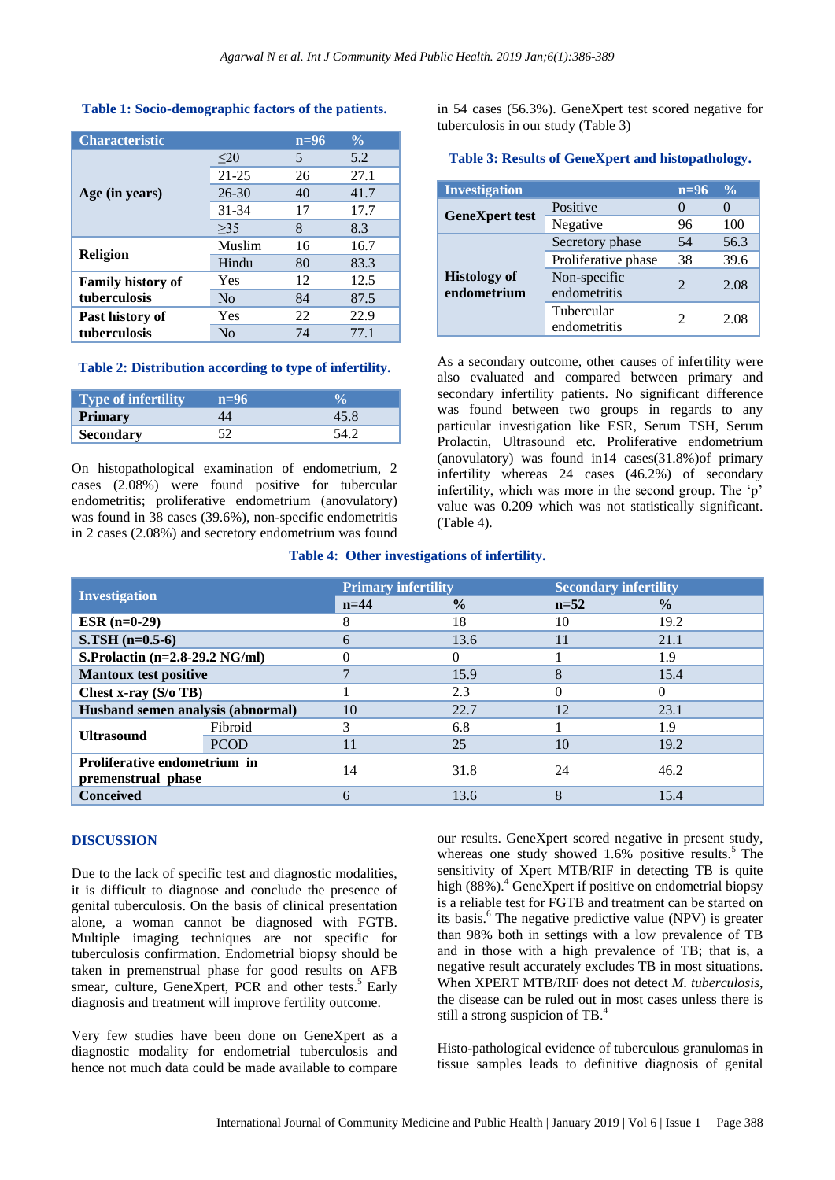**Table 1: Socio-demographic factors of the patients.**

| Characteristic | | n=96 | % |
|---|---|---|---|
| Age (in years) | ≤20 | 5 | 5.2 |
| | 21-25 | 26 | 27.1 |
| | 26-30 | 40 | 41.7 |
| | 31-34 | 17 | 17.7 |
| | ≥35 | 8 | 8.3 |
| Religion | Muslim | 16 | 16.7 |
| | Hindu | 80 | 83.3 |
| Family history of tuberculosis | Yes | 12 | 12.5 |
| | No | 84 | 87.5 |
| Past history of tuberculosis | Yes | 22 | 22.9 |
| | No | 74 | 77.1 |

**Table 2: Distribution according to type of infertility.**

| Type of infertility | n=96 | % |
|---|---|---|
| **Primary** | 44 | 45.8 |
| **Secondary** | 52 | 54.2 |

On histopathological examination of endometrium, 2 cases (2.08%) were found positive for tubercular endometritis; proliferative endometrium (anovulatory) was found in 38 cases (39.6%), non-specific endometritis in 2 cases (2.08%) and secretory endometrium was found in 54 cases (56.3%). GeneXpert test scored negative for tuberculosis in our study (Table 3)

**Table 3: Results of GeneXpert and histopathology.**

| Investigation | | n=96 | % |
|---|---|---|---|
| GeneXpert test | Positive | 0 | 0 |
| | Negative | 96 | 100 |
| Histology of endometrium | Secretory phase | 54 | 56.3 |
| | Proliferative phase | 38 | 39.6 |
| | Non-specific endometritis | 2 | 2.08 |
| | Tubercular endometritis | 2 | 2.08 |

As a secondary outcome, other causes of infertility were also evaluated and compared between primary and secondary infertility patients. No significant difference was found between two groups in regards to any particular investigation like ESR, Serum TSH, Serum Prolactin, Ultrasound etc. Proliferative endometrium (anovulatory) was found in14 cases(31.8%)of primary infertility whereas 24 cases (46.2%) of secondary infertility, which was more in the second group. The 'p' value was 0.209 which was not statistically significant. (Table 4).

**Table 4: Other investigations of infertility.**

| Investigation | | Primary infertility | | Secondary infertility | |
|---|---|---|---|---|---|
| | | n=44 | % | n=52 | % |
| **ESR (n=0-29)** | | 8 | 18 | 10 | 19.2 |
| **S.TSH (n=0.5-6)** | | 6 | 13.6 | 11 | 21.1 |
| **S.Prolactin (n=2.8-29.2 NG/ml)** | | 0 | 0 | 1 | 1.9 |
| **Mantoux test positive** | | 7 | 15.9 | 8 | 15.4 |
| **Chest x-ray (S/o TB)** | | 1 | 2.3 | 0 | 0 |
| **Husband semen analysis (abnormal)** | | 10 | 22.7 | 12 | 23.1 |
| **Ultrasound** | Fibroid | 3 | 6.8 | 1 | 1.9 |
| | PCOD | 11 | 25 | 10 | 19.2 |
| **Proliferative endometrium in premenstrual phase** | | 14 | 31.8 | 24 | 46.2 |
| **Conceived** | | 6 | 13.6 | 8 | 15.4 |

## DISCUSSION

Due to the lack of specific test and diagnostic modalities, it is difficult to diagnose and conclude the presence of genital tuberculosis. On the basis of clinical presentation alone, a woman cannot be diagnosed with FGTB. Multiple imaging techniques are not specific for tuberculosis confirmation. Endometrial biopsy should be taken in premenstrual phase for good results on AFB smear, culture, GeneXpert, PCR and other tests.[5] Early diagnosis and treatment will improve fertility outcome.

Very few studies have been done on GeneXpert as a diagnostic modality for endometrial tuberculosis and hence not much data could be made available to compare our results. GeneXpert scored negative in present study, whereas one study showed 1.6% positive results.[5] The sensitivity of Xpert MTB/RIF in detecting TB is quite high (88%).[4] GeneXpert if positive on endometrial biopsy is a reliable test for FGTB and treatment can be started on its basis.[6] The negative predictive value (NPV) is greater than 98% both in settings with a low prevalence of TB and in those with a high prevalence of TB; that is, a negative result accurately excludes TB in most situations. When XPERT MTB/RIF does not detect *M. tuberculosis*, the disease can be ruled out in most cases unless there is still a strong suspicion of TB.[4]

Histo-pathological evidence of tuberculous granulomas in tissue samples leads to definitive diagnosis of genital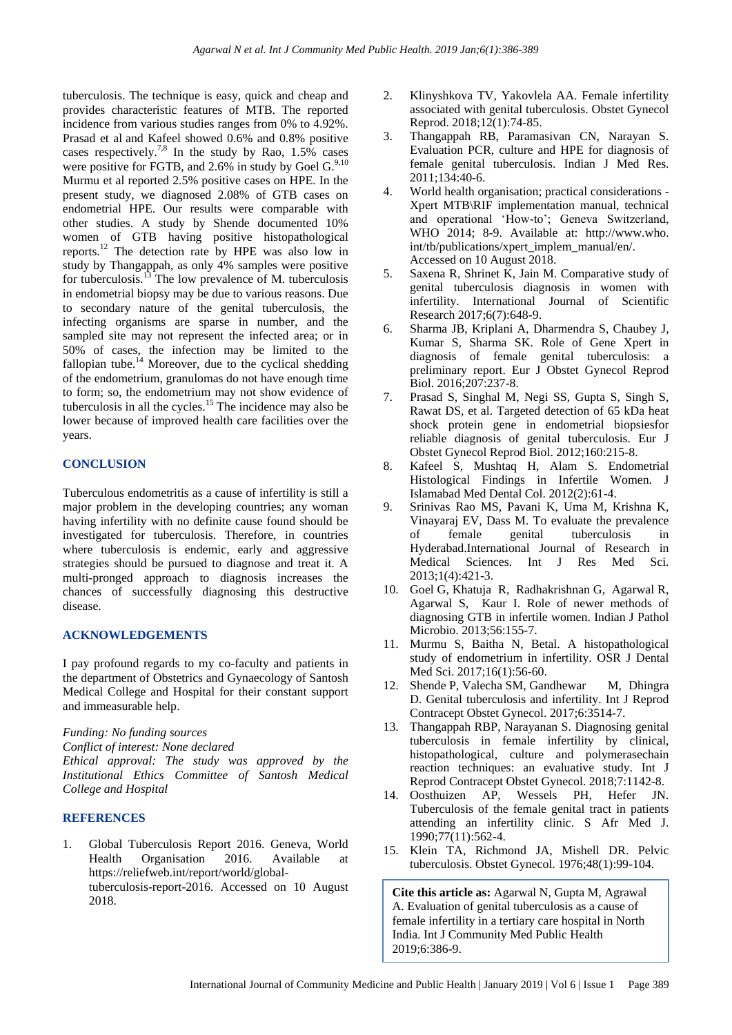tuberculosis. The technique is easy, quick and cheap and provides characteristic features of MTB. The reported incidence from various studies ranges from 0% to 4.92%. Prasad et al and Kafeel showed 0.6% and 0.8% positive cases respectively.[7,8] In the study by Rao, 1.5% cases were positive for FGTB, and 2.6% in study by Goel G.[9,10] Murmu et al reported 2.5% positive cases on HPE. In the present study, we diagnosed 2.08% of GTB cases on endometrial HPE. Our results were comparable with other studies. A study by Shende documented 10% women of GTB having positive histopathological reports.[12] The detection rate by HPE was also low in study by Thangappah, as only 4% samples were positive for tuberculosis.[13] The low prevalence of M. tuberculosis in endometrial biopsy may be due to various reasons. Due to secondary nature of the genital tuberculosis, the infecting organisms are sparse in number, and the sampled site may not represent the infected area; or in 50% of cases, the infection may be limited to the fallopian tube.[14] Moreover, due to the cyclical shedding of the endometrium, granulomas do not have enough time to form; so, the endometrium may not show evidence of tuberculosis in all the cycles.[15] The incidence may also be lower because of improved health care facilities over the years.

## CONCLUSION

Tuberculous endometritis as a cause of infertility is still a major problem in the developing countries; any woman having infertility with no definite cause found should be investigated for tuberculosis. Therefore, in countries where tuberculosis is endemic, early and aggressive strategies should be pursued to diagnose and treat it. A multi-pronged approach to diagnosis increases the chances of successfully diagnosing this destructive disease.

## ACKNOWLEDGEMENTS

I pay profound regards to my co-faculty and patients in the department of Obstetrics and Gynaecology of Santosh Medical College and Hospital for their constant support and immeasurable help.

*Funding: No funding sources*
*Conflict of interest: None declared*
*Ethical approval: The study was approved by the Institutional Ethics Committee of Santosh Medical College and Hospital*

## REFERENCES

1. Global Tuberculosis Report 2016. Geneva, World Health Organisation 2016. Available at https://reliefweb.int/report/world/global-tuberculosis-report-2016. Accessed on 10 August 2018.
2. Klinyshkova TV, Yakovlela AA. Female infertility associated with genital tuberculosis. Obstet Gynecol Reprod. 2018;12(1):74-85.
3. Thangappah RB, Paramasivan CN, Narayan S. Evaluation PCR, culture and HPE for diagnosis of female genital tuberculosis. Indian J Med Res. 2011;134:40-6.
4. World health organisation; practical considerations - Xpert MTB\RIF implementation manual, technical and operational 'How-to'; Geneva Switzerland, WHO 2014; 8-9. Available at: http://www.who.int/tb/publications/xpert_implem_manual/en/. Accessed on 10 August 2018.
5. Saxena R, Shrinet K, Jain M. Comparative study of genital tuberculosis diagnosis in women with infertility. International Journal of Scientific Research 2017;6(7):648-9.
6. Sharma JB, Kriplani A, Dharmendra S, Chaubey J, Kumar S, Sharma SK. Role of Gene Xpert in diagnosis of female genital tuberculosis: a preliminary report. Eur J Obstet Gynecol Reprod Biol. 2016;207:237-8.
7. Prasad S, Singhal M, Negi SS, Gupta S, Singh S, Rawat DS, et al. Targeted detection of 65 kDa heat shock protein gene in endometrial biopsiesfor reliable diagnosis of genital tuberculosis. Eur J Obstet Gynecol Reprod Biol. 2012;160:215-8.
8. Kafeel S, Mushtaq H, Alam S. Endometrial Histological Findings in Infertile Women. J Islamabad Med Dental Col. 2012(2):61-4.
9. Srinivas Rao MS, Pavani K, Uma M, Krishna K, Vinayaraj EV, Dass M. To evaluate the prevalence of female genital tuberculosis in Hyderabad.International Journal of Research in Medical Sciences. Int J Res Med Sci. 2013;1(4):421-3.
10. Goel G, Khatuja R, Radhakrishnan G, Agarwal R, Agarwal S, Kaur I. Role of newer methods of diagnosing GTB in infertile women. Indian J Pathol Microbio. 2013;56:155-7.
11. Murmu S, Baitha N, Betal. A histopathological study of endometrium in infertility. OSR J Dental Med Sci. 2017;16(1):56-60.
12. Shende P, Valecha SM, Gandhewar M, Dhingra D. Genital tuberculosis and infertility. Int J Reprod Contracept Obstet Gynecol. 2017;6:3514-7.
13. Thangappah RBP, Narayanan S. Diagnosing genital tuberculosis in female infertility by clinical, histopathological, culture and polymerasechain reaction techniques: an evaluative study. Int J Reprod Contracept Obstet Gynecol. 2018;7:1142-8.
14. Oosthuizen AP, Wessels PH, Hefer JN. Tuberculosis of the female genital tract in patients attending an infertility clinic. S Afr Med J. 1990;77(11):562-4.
15. Klein TA, Richmond JA, Mishell DR. Pelvic tuberculosis. Obstet Gynecol. 1976;48(1):99-104.

**Cite this article as:** Agarwal N, Gupta M, Agrawal A. Evaluation of genital tuberculosis as a cause of female infertility in a tertiary care hospital in North India. Int J Community Med Public Health 2019;6:386-9.